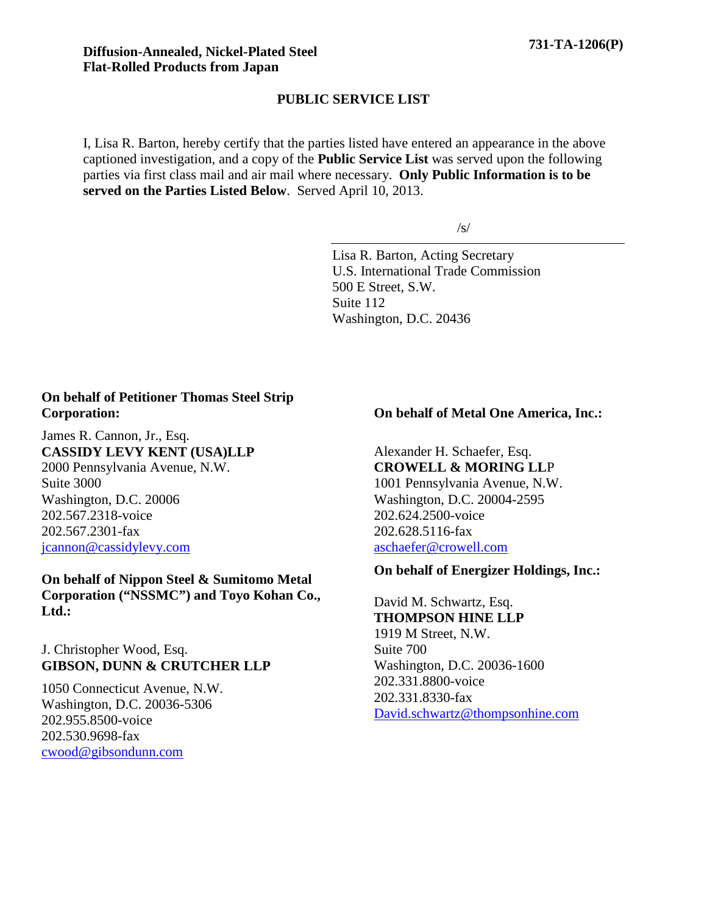**Diffusion-Annealed, Nickel-Plated Steel Flat-Rolled Products from Japan**

**731-TA-1206(P)**

## PUBLIC SERVICE LIST

I, Lisa R. Barton, hereby certify that the parties listed have entered an appearance in the above captioned investigation, and a copy of the **Public Service List** was served upon the following parties via first class mail and air mail where necessary. **Only Public Information is to be served on the Parties Listed Below**. Served April 10, 2013.

/s/

Lisa R. Barton, Acting Secretary
U.S. International Trade Commission
500 E Street, S.W.
Suite 112
Washington, D.C. 20436

**On behalf of Petitioner Thomas Steel Strip Corporation:**

James R. Cannon, Jr., Esq.
**CASSIDY LEVY KENT (USA)LLP**
2000 Pennsylvania Avenue, N.W.
Suite 3000
Washington, D.C. 20006
202.567.2318-voice
202.567.2301-fax
jcannon@cassidylevy.com

**On behalf of Nippon Steel & Sumitomo Metal Corporation ("NSSMC") and Toyo Kohan Co., Ltd.:**

J. Christopher Wood, Esq.
**GIBSON, DUNN & CRUTCHER LLP**
1050 Connecticut Avenue, N.W.
Washington, D.C. 20036-5306
202.955.8500-voice
202.530.9698-fax
cwood@gibsondunn.com

**On behalf of Metal One America, Inc.:**

Alexander H. Schaefer, Esq.
**CROWELL & MORING LLP**
1001 Pennsylvania Avenue, N.W.
Washington, D.C. 20004-2595
202.624.2500-voice
202.628.5116-fax
aschaefer@crowell.com

**On behalf of Energizer Holdings, Inc.:**

David M. Schwartz, Esq.
**THOMPSON HINE LLP**
1919 M Street, N.W.
Suite 700
Washington, D.C. 20036-1600
202.331.8800-voice
202.331.8330-fax
David.schwartz@thompsonhine.com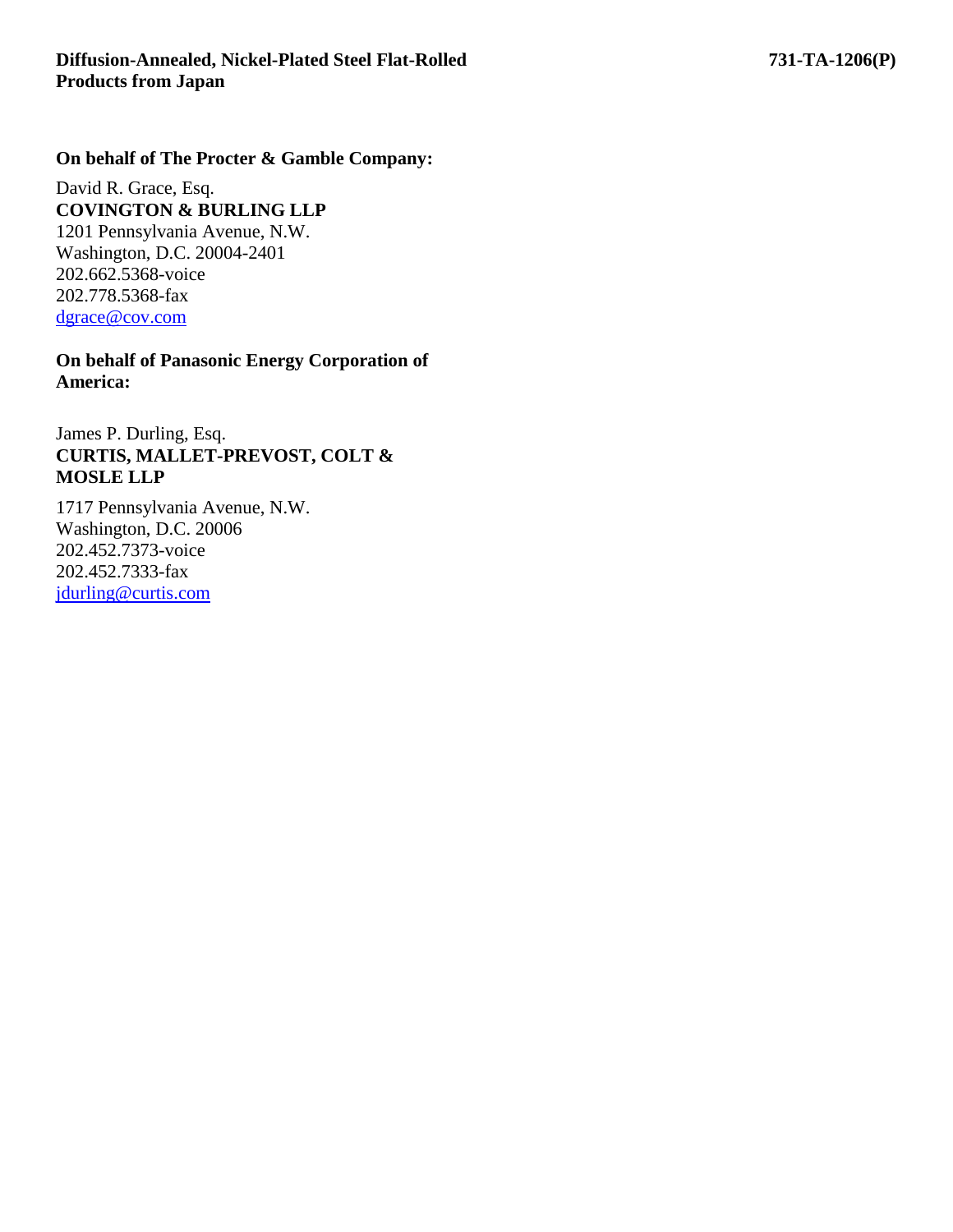**On behalf of The Procter & Gamble Company:**

David R. Grace, Esq.
**COVINGTON & BURLING LLP**
1201 Pennsylvania Avenue, N.W.
Washington, D.C. 20004-2401
202.662.5368-voice
202.778.5368-fax
dgrace@cov.com

**On behalf of Panasonic Energy Corporation of America:**

James P. Durling, Esq.
**CURTIS, MALLET-PREVOST, COLT & MOSLE LLP**
1717 Pennsylvania Avenue, N.W.
Washington, D.C. 20006
202.452.7373-voice
202.452.7333-fax
jdurling@curtis.com